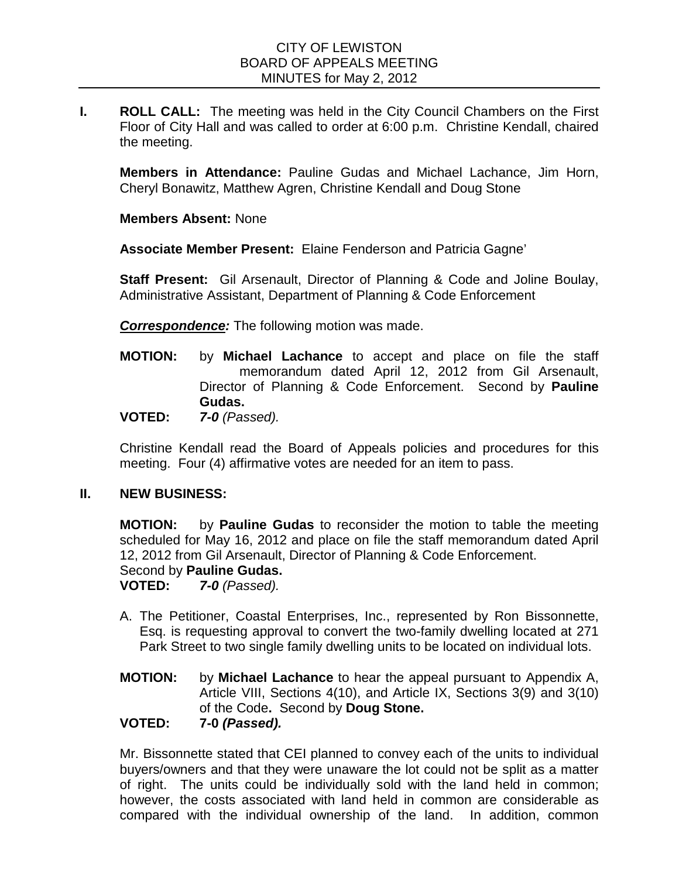CITY OF LEWISTON
BOARD OF APPEALS MEETING
MINUTES for May 2, 2012

**I. ROLL CALL:** The meeting was held in the City Council Chambers on the First Floor of City Hall and was called to order at 6:00 p.m. Christine Kendall, chaired the meeting.

**Members in Attendance:** Pauline Gudas and Michael Lachance, Jim Horn, Cheryl Bonawitz, Matthew Agren, Christine Kendall and Doug Stone

**Members Absent:** None

**Associate Member Present:** Elaine Fenderson and Patricia Gagne'

**Staff Present:** Gil Arsenault, Director of Planning & Code and Joline Boulay, Administrative Assistant, Department of Planning & Code Enforcement

***Correspondence:*** The following motion was made.

**MOTION:** by **Michael Lachance** to accept and place on file the staff memorandum dated April 12, 2012 from Gil Arsenault, Director of Planning & Code Enforcement. Second by **Pauline Gudas.**

**VOTED:** ***7-0*** *(Passed).*

Christine Kendall read the Board of Appeals policies and procedures for this meeting. Four (4) affirmative votes are needed for an item to pass.

**II. NEW BUSINESS:**

**MOTION:** by **Pauline Gudas** to reconsider the motion to table the meeting scheduled for May 16, 2012 and place on file the staff memorandum dated April 12, 2012 from Gil Arsenault, Director of Planning & Code Enforcement. Second by **Pauline Gudas.**

**VOTED:** ***7-0*** *(Passed).*

A. The Petitioner, Coastal Enterprises, Inc., represented by Ron Bissonnette, Esq. is requesting approval to convert the two-family dwelling located at 271 Park Street to two single family dwelling units to be located on individual lots.

**MOTION:** by **Michael Lachance** to hear the appeal pursuant to Appendix A, Article VIII, Sections 4(10), and Article IX, Sections 3(9) and 3(10) of the Code**.** Second by **Doug Stone.**

**VOTED:** **7-0** ***(Passed).***

Mr. Bissonnette stated that CEI planned to convey each of the units to individual buyers/owners and that they were unaware the lot could not be split as a matter of right. The units could be individually sold with the land held in common; however, the costs associated with land held in common are considerable as compared with the individual ownership of the land. In addition, common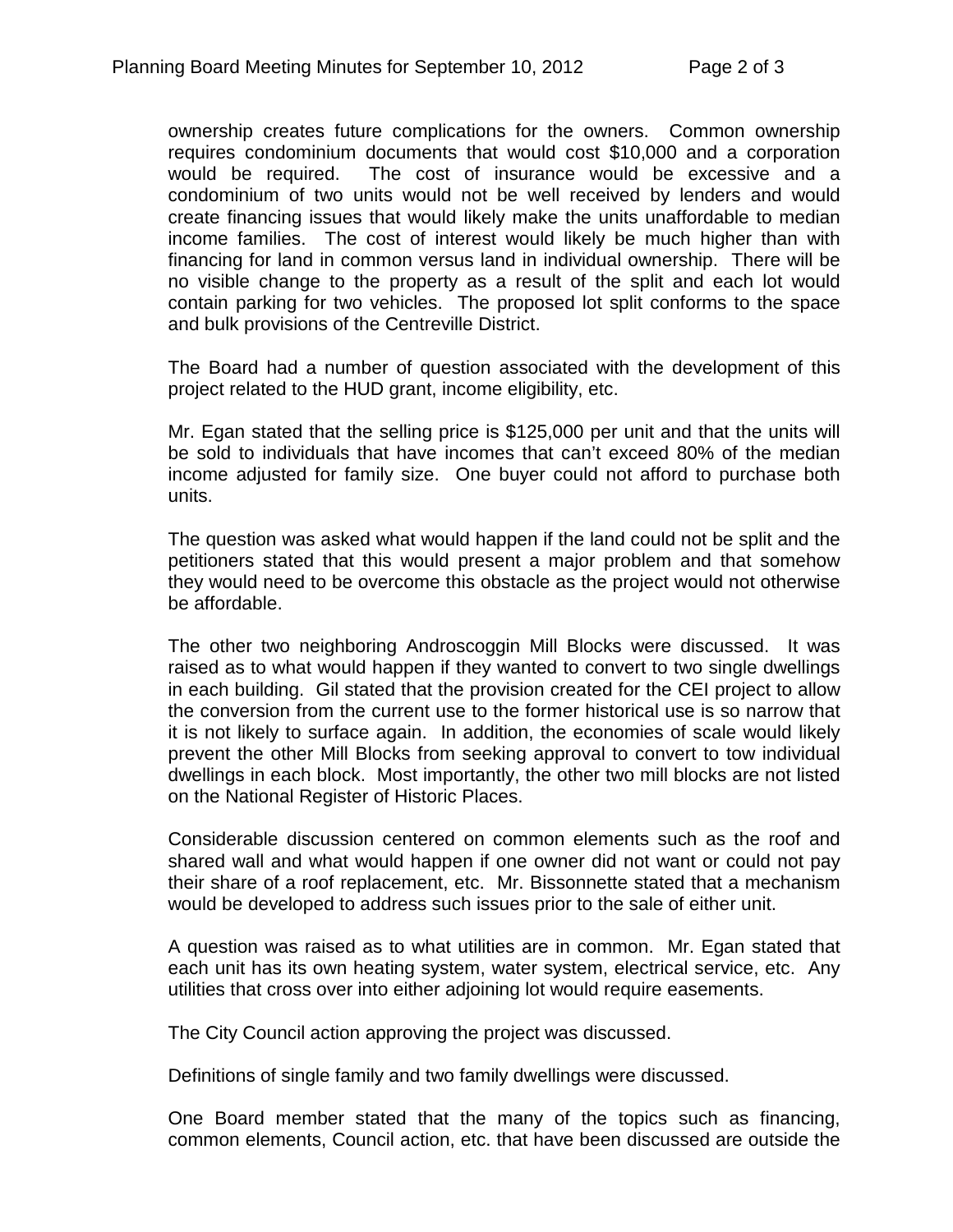ownership creates future complications for the owners. Common ownership requires condominium documents that would cost $10,000 and a corporation would be required. The cost of insurance would be excessive and a condominium of two units would not be well received by lenders and would create financing issues that would likely make the units unaffordable to median income families. The cost of interest would likely be much higher than with financing for land in common versus land in individual ownership. There will be no visible change to the property as a result of the split and each lot would contain parking for two vehicles. The proposed lot split conforms to the space and bulk provisions of the Centreville District.

The Board had a number of question associated with the development of this project related to the HUD grant, income eligibility, etc.

Mr. Egan stated that the selling price is $125,000 per unit and that the units will be sold to individuals that have incomes that can't exceed 80% of the median income adjusted for family size. One buyer could not afford to purchase both units.

The question was asked what would happen if the land could not be split and the petitioners stated that this would present a major problem and that somehow they would need to be overcome this obstacle as the project would not otherwise be affordable.

The other two neighboring Androscoggin Mill Blocks were discussed. It was raised as to what would happen if they wanted to convert to two single dwellings in each building. Gil stated that the provision created for the CEI project to allow the conversion from the current use to the former historical use is so narrow that it is not likely to surface again. In addition, the economies of scale would likely prevent the other Mill Blocks from seeking approval to convert to tow individual dwellings in each block. Most importantly, the other two mill blocks are not listed on the National Register of Historic Places.

Considerable discussion centered on common elements such as the roof and shared wall and what would happen if one owner did not want or could not pay their share of a roof replacement, etc. Mr. Bissonnette stated that a mechanism would be developed to address such issues prior to the sale of either unit.

A question was raised as to what utilities are in common. Mr. Egan stated that each unit has its own heating system, water system, electrical service, etc. Any utilities that cross over into either adjoining lot would require easements.

The City Council action approving the project was discussed.

Definitions of single family and two family dwellings were discussed.

One Board member stated that the many of the topics such as financing, common elements, Council action, etc. that have been discussed are outside the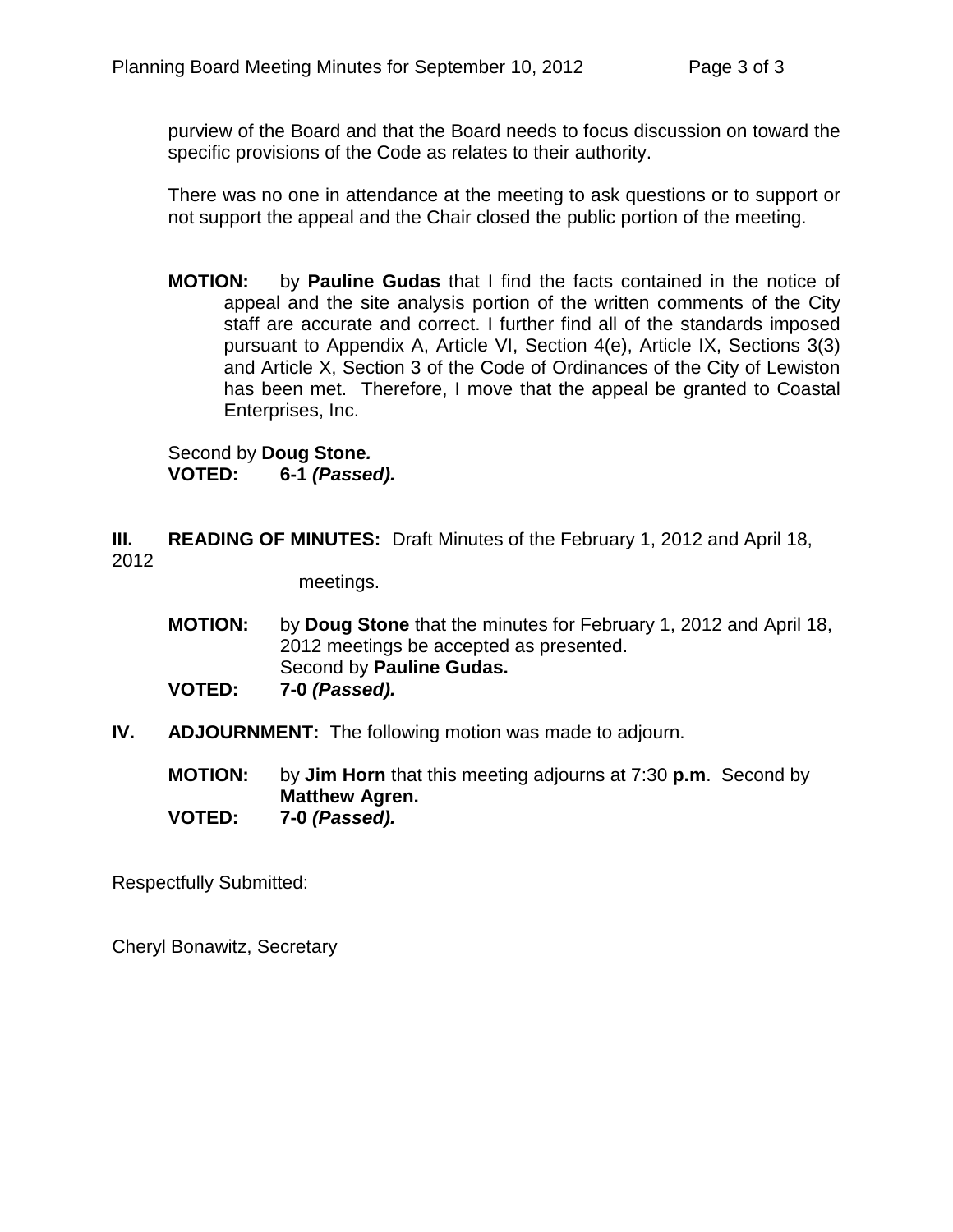purview of the Board and that the Board needs to focus discussion on toward the specific provisions of the Code as relates to their authority.

There was no one in attendance at the meeting to ask questions or to support or not support the appeal and the Chair closed the public portion of the meeting.

**MOTION:** by **Pauline Gudas** that I find the facts contained in the notice of appeal and the site analysis portion of the written comments of the City staff are accurate and correct. I further find all of the standards imposed pursuant to Appendix A, Article VI, Section 4(e), Article IX, Sections 3(3) and Article X, Section 3 of the Code of Ordinances of the City of Lewiston has been met. Therefore, I move that the appeal be granted to Coastal Enterprises, Inc.

Second by **Doug Stone.**
**VOTED: 6-1** ***(Passed).***

**III. READING OF MINUTES:** Draft Minutes of the February 1, 2012 and April 18, 2012 meetings.

**MOTION:** by **Doug Stone** that the minutes for February 1, 2012 and April 18, 2012 meetings be accepted as presented.
Second by **Pauline Gudas.**
**VOTED: 7-0** ***(Passed).***

**IV. ADJOURNMENT:** The following motion was made to adjourn.

**MOTION:** by **Jim Horn** that this meeting adjourns at 7:30 **p.m**. Second by **Matthew Agren.**
**VOTED: 7-0** ***(Passed).***

Respectfully Submitted:

Cheryl Bonawitz, Secretary